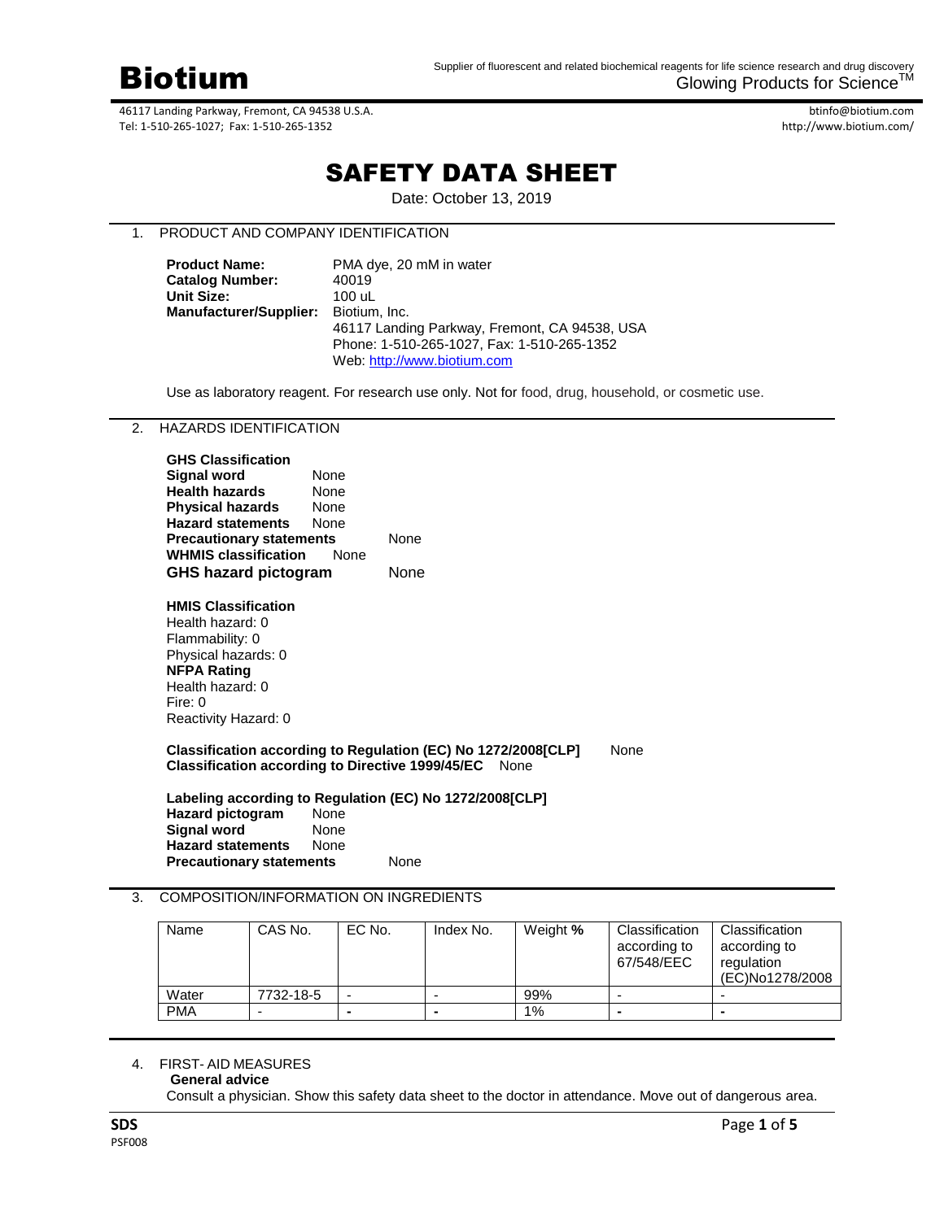# Biotium

Supplier of fluorescent and related biochemical reagents for life science research and drug discovery
Glowing Products for Science™

46117 Landing Parkway, Fremont, CA 94538 U.S.A.
Tel: 1-510-265-1027; Fax: 1-510-265-1352

btinfo@biotium.com
http://www.biotium.com/

# SAFETY DATA SHEET

Date: October 13, 2019

## 1. PRODUCT AND COMPANY IDENTIFICATION

**Product Name:** PMA dye, 20 mM in water
**Catalog Number:** 40019
**Unit Size:** 100 uL
**Manufacturer/Supplier:** Biotium, Inc.
46117 Landing Parkway, Fremont, CA 94538, USA
Phone: 1-510-265-1027, Fax: 1-510-265-1352
Web: http://www.biotium.com

Use as laboratory reagent. For research use only. Not for food, drug, household, or cosmetic use.

## 2. HAZARDS IDENTIFICATION

**GHS Classification**
**Signal word** None
**Health hazards** None
**Physical hazards** None
**Hazard statements** None
**Precautionary statements** None
**WHMIS classification** None
**GHS hazard pictogram** None

**HMIS Classification**
Health hazard: 0
Flammability: 0
Physical hazards: 0
**NFPA Rating**
Health hazard: 0
Fire: 0
Reactivity Hazard: 0

**Classification according to Regulation (EC) No 1272/2008[CLP]** None
**Classification according to Directive 1999/45/EC** None

**Labeling according to Regulation (EC) No 1272/2008[CLP]**
**Hazard pictogram** None
**Signal word** None
**Hazard statements** None
**Precautionary statements** None

## 3. COMPOSITION/INFORMATION ON INGREDIENTS

| Name | CAS No. | EC No. | Index No. | Weight % | Classification according to 67/548/EEC | Classification according to regulation (EC)No1278/2008 |
|---|---|---|---|---|---|---|
| Water | 7732-18-5 | - | - | 99% | - | - |
| PMA | - | - | - | 1% | - | - |

## 4. FIRST- AID MEASURES

**General advice**
Consult a physician. Show this safety data sheet to the doctor in attendance. Move out of dangerous area.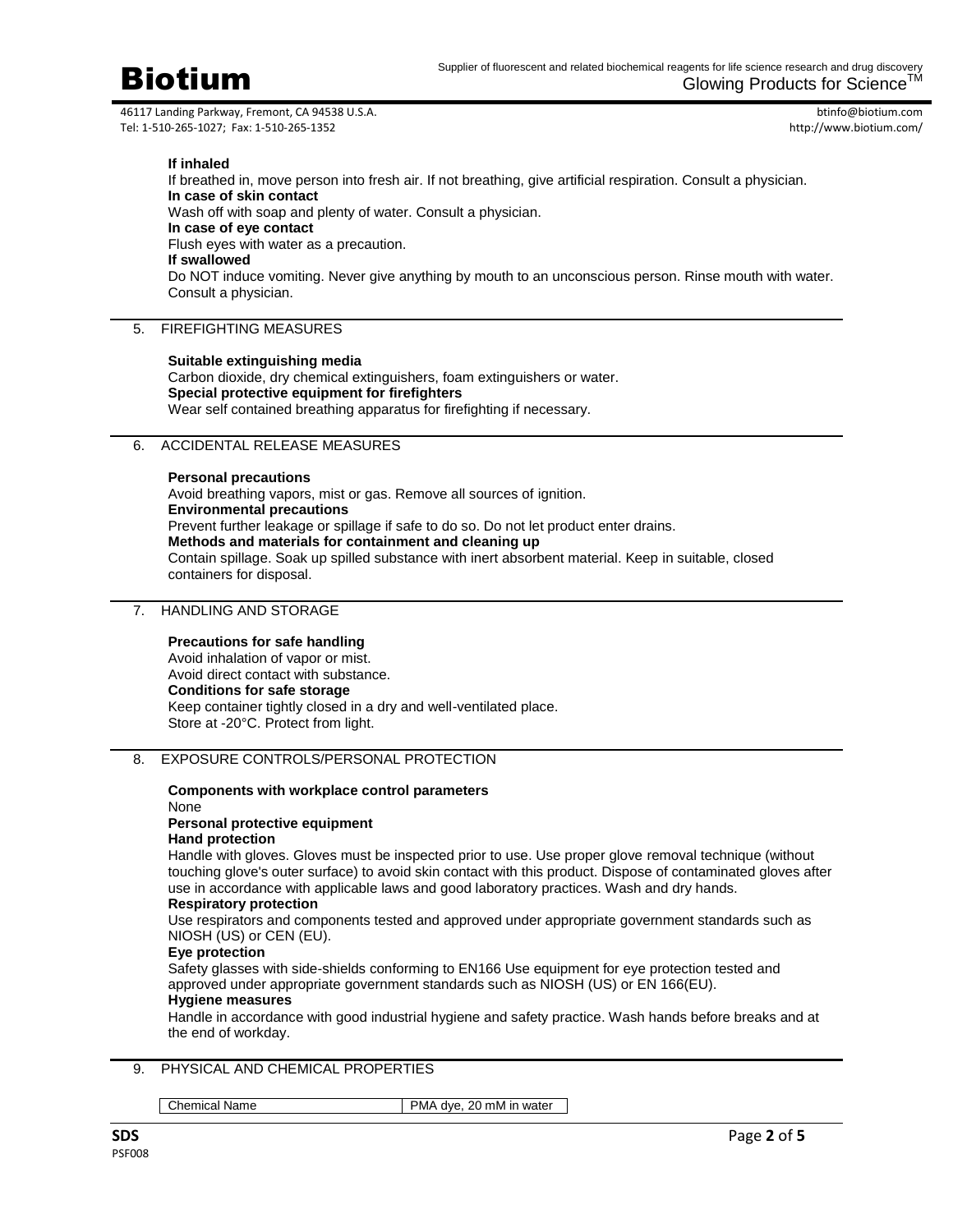**If inhaled**
If breathed in, move person into fresh air. If not breathing, give artificial respiration. Consult a physician.
**In case of skin contact**
Wash off with soap and plenty of water. Consult a physician.
**In case of eye contact**
Flush eyes with water as a precaution.
**If swallowed**
Do NOT induce vomiting. Never give anything by mouth to an unconscious person. Rinse mouth with water. Consult a physician.

## 5. FIREFIGHTING MEASURES

**Suitable extinguishing media**
Carbon dioxide, dry chemical extinguishers, foam extinguishers or water.
**Special protective equipment for firefighters**
Wear self contained breathing apparatus for firefighting if necessary.

## 6. ACCIDENTAL RELEASE MEASURES

**Personal precautions**
Avoid breathing vapors, mist or gas. Remove all sources of ignition.
**Environmental precautions**
Prevent further leakage or spillage if safe to do so. Do not let product enter drains.
**Methods and materials for containment and cleaning up**
Contain spillage. Soak up spilled substance with inert absorbent material. Keep in suitable, closed containers for disposal.

## 7. HANDLING AND STORAGE

**Precautions for safe handling**
Avoid inhalation of vapor or mist.
Avoid direct contact with substance.
**Conditions for safe storage**
Keep container tightly closed in a dry and well-ventilated place.
Store at -20°C. Protect from light.

## 8. EXPOSURE CONTROLS/PERSONAL PROTECTION

**Components with workplace control parameters**
None
**Personal protective equipment**
**Hand protection**
Handle with gloves. Gloves must be inspected prior to use. Use proper glove removal technique (without touching glove's outer surface) to avoid skin contact with this product. Dispose of contaminated gloves after use in accordance with applicable laws and good laboratory practices. Wash and dry hands.
**Respiratory protection**
Use respirators and components tested and approved under appropriate government standards such as NIOSH (US) or CEN (EU).
**Eye protection**
Safety glasses with side-shields conforming to EN166 Use equipment for eye protection tested and approved under appropriate government standards such as NIOSH (US) or EN 166(EU).
**Hygiene measures**
Handle in accordance with good industrial hygiene and safety practice. Wash hands before breaks and at the end of workday.

## 9. PHYSICAL AND CHEMICAL PROPERTIES

| Chemical Name | PMA dye, 20 mM in water |
|---|---|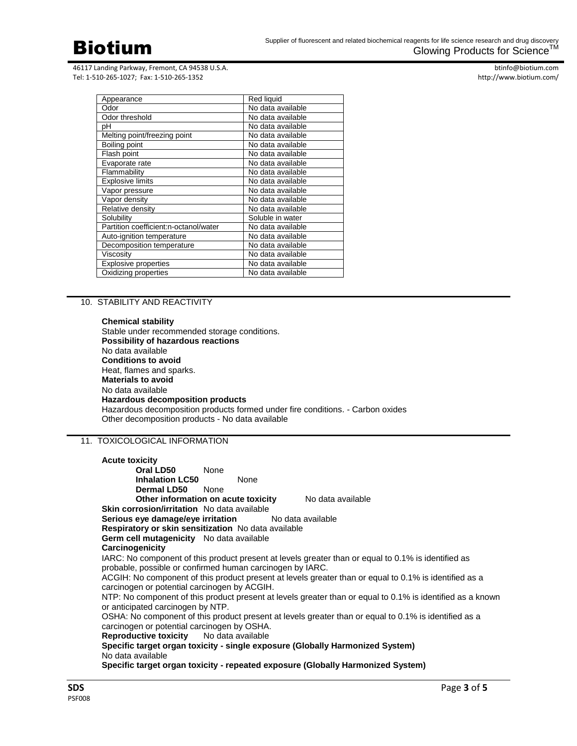| Appearance | Red liquid |
| --- | --- |
| Odor | No data available |
| Odor threshold | No data available |
| pH | No data available |
| Melting point/freezing point | No data available |
| Boiling point | No data available |
| Flash point | No data available |
| Evaporate rate | No data available |
| Flammability | No data available |
| Explosive limits | No data available |
| Vapor pressure | No data available |
| Vapor density | No data available |
| Relative density | No data available |
| Solubility | Soluble in water |
| Partition coefficient:n-octanol/water | No data available |
| Auto-ignition temperature | No data available |
| Decomposition temperature | No data available |
| Viscosity | No data available |
| Explosive properties | No data available |
| Oxidizing properties | No data available |

## 10. STABILITY AND REACTIVITY

**Chemical stability**
Stable under recommended storage conditions.
**Possibility of hazardous reactions**
No data available
**Conditions to avoid**
Heat, flames and sparks.
**Materials to avoid**
No data available
**Hazardous decomposition products**
Hazardous decomposition products formed under fire conditions. - Carbon oxides
Other decomposition products - No data available

## 11. TOXICOLOGICAL INFORMATION

**Acute toxicity**

**Oral LD50** None
**Inhalation LC50** None
**Dermal LD50** None
**Other information on acute toxicity** No data available

**Skin corrosion/irritation** No data available
**Serious eye damage/eye irritation** No data available
**Respiratory or skin sensitization** No data available
**Germ cell mutagenicity** No data available
**Carcinogenicity**
IARC: No component of this product present at levels greater than or equal to 0.1% is identified as probable, possible or confirmed human carcinogen by IARC.
ACGIH: No component of this product present at levels greater than or equal to 0.1% is identified as a carcinogen or potential carcinogen by ACGIH.
NTP: No component of this product present at levels greater than or equal to 0.1% is identified as a known or anticipated carcinogen by NTP.
OSHA: No component of this product present at levels greater than or equal to 0.1% is identified as a carcinogen or potential carcinogen by OSHA.
**Reproductive toxicity** No data available
**Specific target organ toxicity - single exposure (Globally Harmonized System)**
No data available
**Specific target organ toxicity - repeated exposure (Globally Harmonized System)**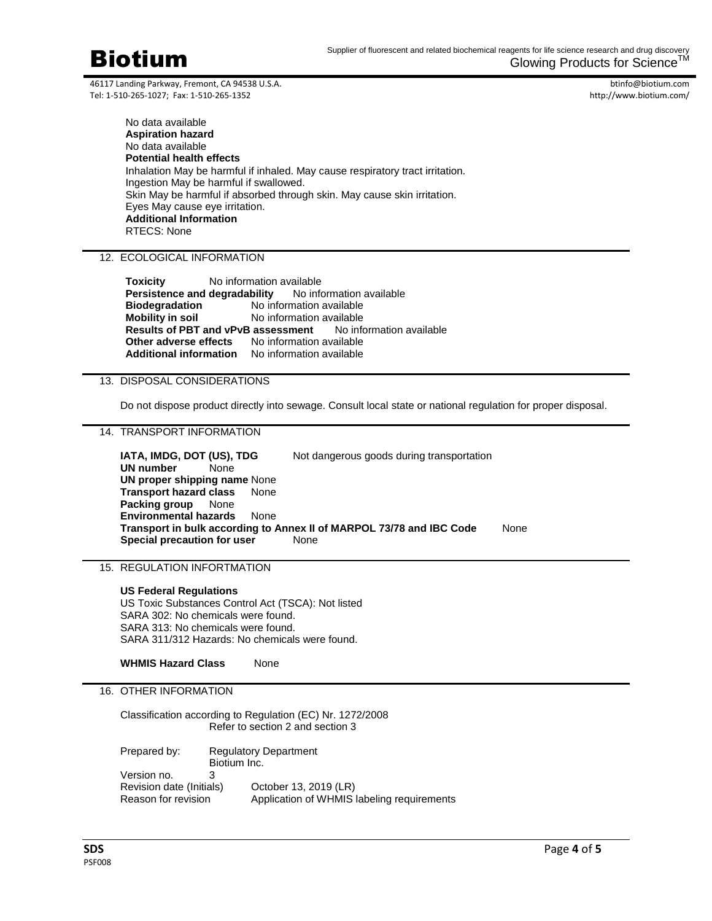No data available

**Aspiration hazard**

No data available

**Potential health effects**

Inhalation May be harmful if inhaled. May cause respiratory tract irritation.
Ingestion May be harmful if swallowed.
Skin May be harmful if absorbed through skin. May cause skin irritation.
Eyes May cause eye irritation.

**Additional Information**

RTECS: None

## 12. ECOLOGICAL INFORMATION

**Toxicity** No information available
**Persistence and degradability** No information available
**Biodegradation** No information available
**Mobility in soil** No information available
**Results of PBT and vPvB assessment** No information available
**Other adverse effects** No information available
**Additional information** No information available

## 13. DISPOSAL CONSIDERATIONS

Do not dispose product directly into sewage. Consult local state or national regulation for proper disposal.

## 14. TRANSPORT INFORMATION

**IATA, IMDG, DOT (US), TDG** Not dangerous goods during transportation
**UN number** None
**UN proper shipping name** None
**Transport hazard class** None
**Packing group** None
**Environmental hazards** None
**Transport in bulk according to Annex II of MARPOL 73/78 and IBC Code** None
**Special precaution for user** None

## 15. REGULATION INFORTMATION

**US Federal Regulations**

US Toxic Substances Control Act (TSCA): Not listed
SARA 302: No chemicals were found.
SARA 313: No chemicals were found.
SARA 311/312 Hazards: No chemicals were found.

**WHMIS Hazard Class** None

## 16. OTHER INFORMATION

Classification according to Regulation (EC) Nr. 1272/2008
Refer to section 2 and section 3

Prepared by: Regulatory Department
Biotium Inc.
Version no. 3
Revision date (Initials) October 13, 2019 (LR)
Reason for revision Application of WHMIS labeling requirements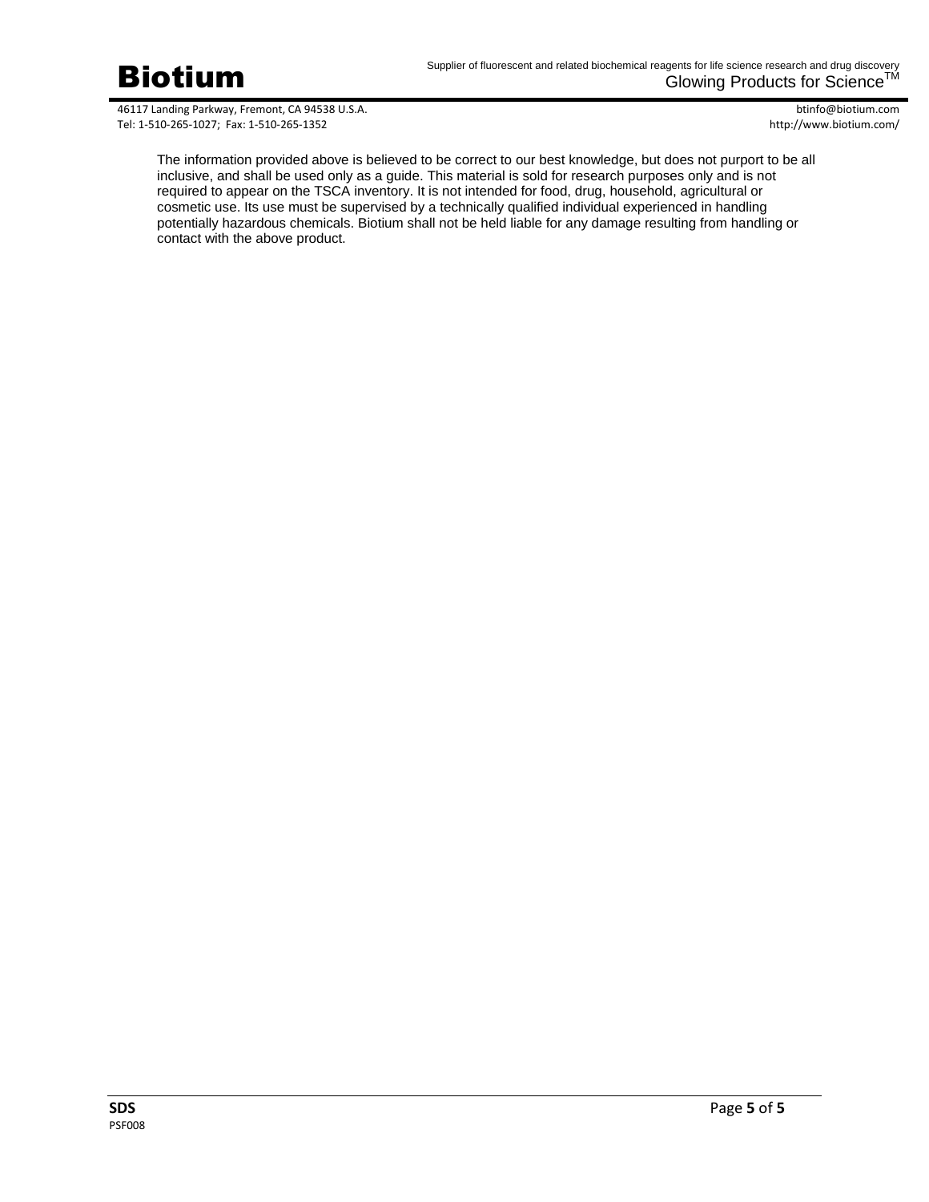The information provided above is believed to be correct to our best knowledge, but does not purport to be all inclusive, and shall be used only as a guide. This material is sold for research purposes only and is not required to appear on the TSCA inventory. It is not intended for food, drug, household, agricultural or cosmetic use. Its use must be supervised by a technically qualified individual experienced in handling potentially hazardous chemicals. Biotium shall not be held liable for any damage resulting from handling or contact with the above product.